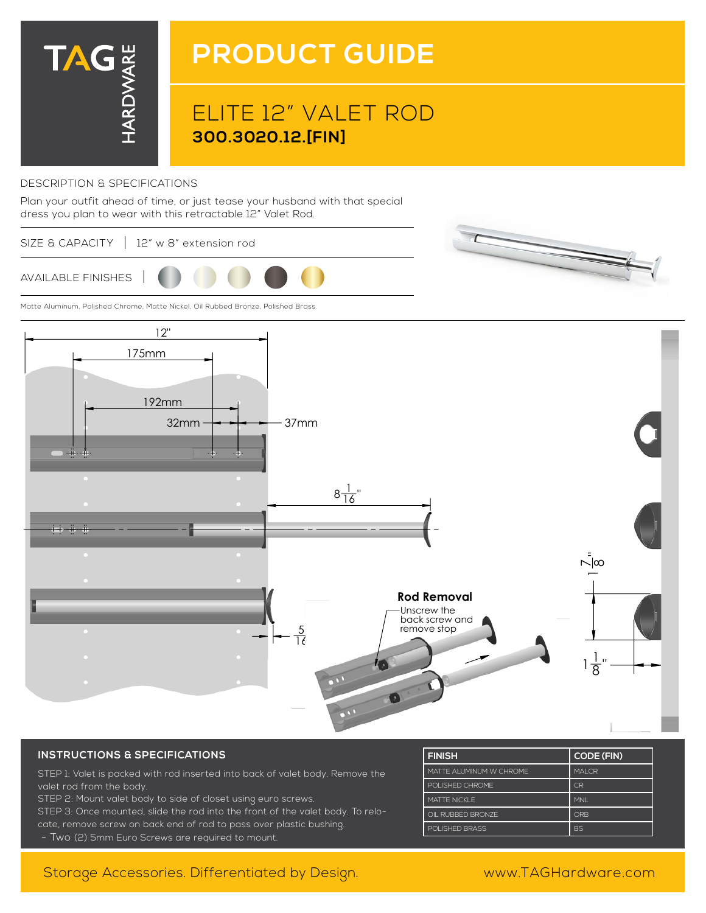TAG HARDWARE

# PRODUCT GUIDE

## ELITE 12" VALET ROD

**300.3020.12.[FIN]**

DESCRIPTION & SPECIFICATIONS

Plan your outfit ahead of time, or just tease your husband with that special dress you plan to wear with this retractable 12" Valet Rod.

SIZE & CAPACITY | 12" w 8" extension rod

AVAILABLE FINISHES |

Matte Aluminum, Polished Chrome, Matte Nickel, Oil Rubbed Bronze, Polished Brass.

12"

175mm

192mm

32mm

37mm

$8\frac{1}{16}$"

$\frac{5}{16}$

$1\frac{7}{8}$"

$1\frac{1}{8}$"

**Rod Removal**

Unscrew the back screw and remove stop

### INSTRUCTIONS & SPECIFICATIONS

STEP 1: Valet is packed with rod inserted into back of valet body. Remove the valet rod from the body.

STEP 2: Mount valet body to side of closet using euro screws.

STEP 3: Once mounted, slide the rod into the front of the valet body. To relocate, remove screw on back end of rod to pass over plastic bushing.

- Two (2) 5mm Euro Screws are required to mount.

| FINISH | CODE (FIN) |
| --- | --- |
| MATTE ALUMINUM W CHROME | MALCR |
| POLISHED CHROME | CR |
| MATTE NICKLE | MNL |
| OIL RUBBED BRONZE | ORB |
| POLISHED BRASS | BS |

Storage Accessories. Differentiated by Design.

www.TAGHardware.com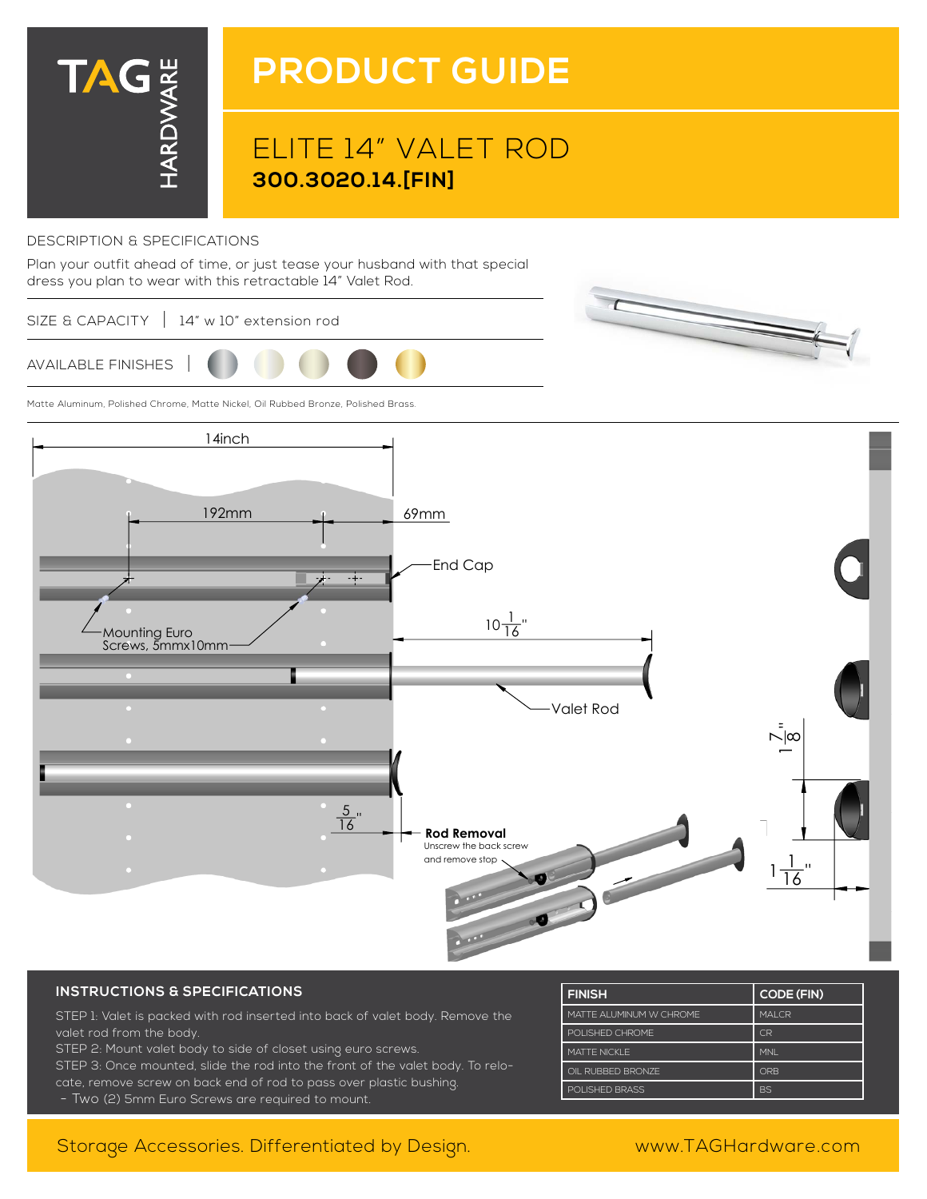# TAG HARDWARE

# PRODUCT GUIDE

## ELITE 14" VALET ROD
**300.3020.14.[FIN]**

### DESCRIPTION & SPECIFICATIONS

Plan your outfit ahead of time, or just tease your husband with that special dress you plan to wear with this retractable 14" Valet Rod.

SIZE & CAPACITY | 14" w 10" extension rod

AVAILABLE FINISHES |

Matte Aluminum, Polished Chrome, Matte Nickel, Oil Rubbed Bronze, Polished Brass.

14inch

192mm

69mm

End Cap

Mounting Euro Screws, 5mmx10mm

$10\frac{1}{16}$"

Valet Rod

$1\frac{7}{8}$"

$\frac{5}{16}$"

**Rod Removal**
Unscrew the back screw and remove stop

$1\frac{1}{16}$"

### INSTRUCTIONS & SPECIFICATIONS

STEP 1: Valet is packed with rod inserted into back of valet body. Remove the valet rod from the body.
STEP 2: Mount valet body to side of closet using euro screws.
STEP 3: Once mounted, slide the rod into the front of the valet body. To relocate, remove screw on back end of rod to pass over plastic bushing.
- Two (2) 5mm Euro Screws are required to mount.

| FINISH | CODE (FIN) |
|---|---|
| MATTE ALUMINUM W CHROME | MALCR |
| POLISHED CHROME | CR |
| MATTE NICKLE | MNL |
| OIL RUBBED BRONZE | ORB |
| POLISHED BRASS | BS |

Storage Accessories. Differentiated by Design. www.TAGHardware.com